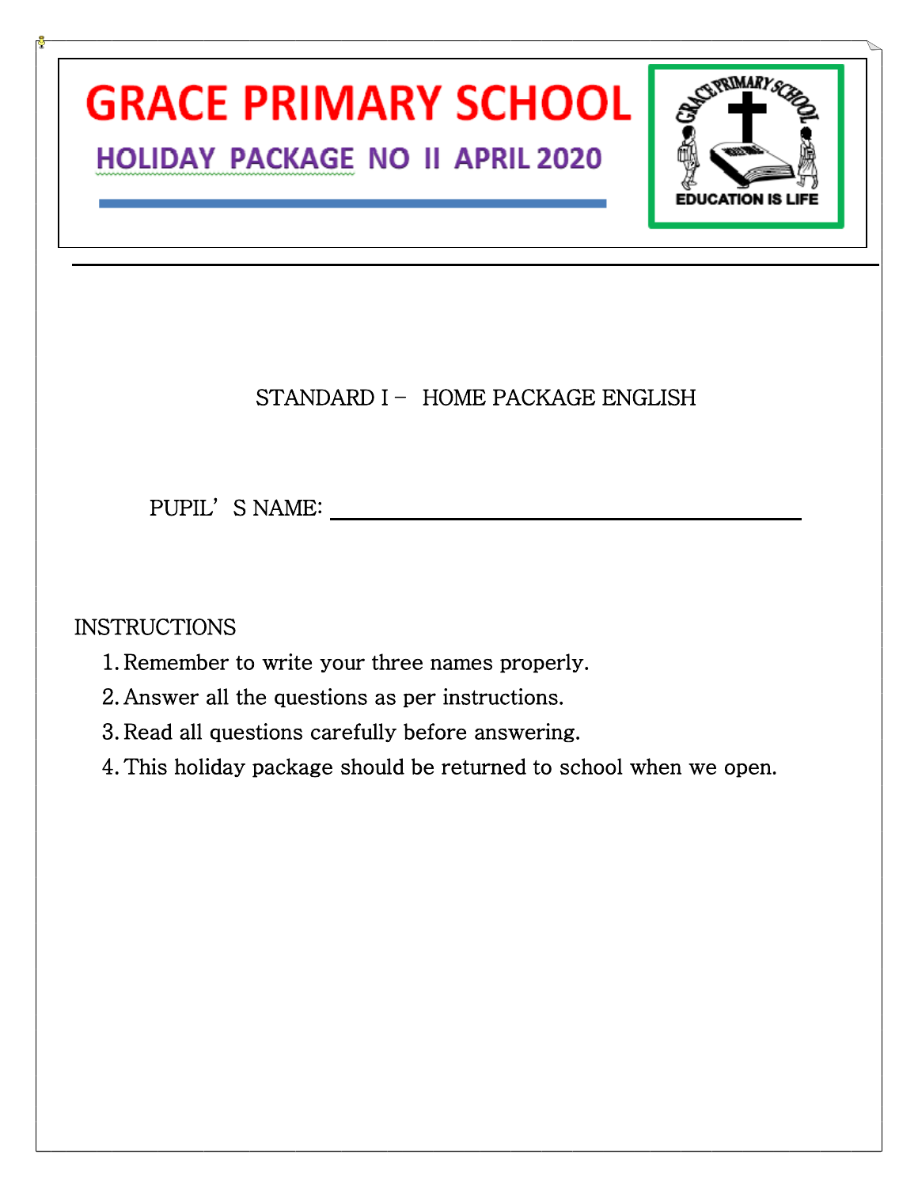# GRACE PRIMARY SCHOOL

## HOLIDAY PACKAGE NO II APRIL 2020

STANDARD I – HOME PACKAGE ENGLISH

PUPIL'S NAME: ______________________________

INSTRUCTIONS

1. Remember to write your three names properly.
2. Answer all the questions as per instructions.
3. Read all questions carefully before answering.
4. This holiday package should be returned to school when we open.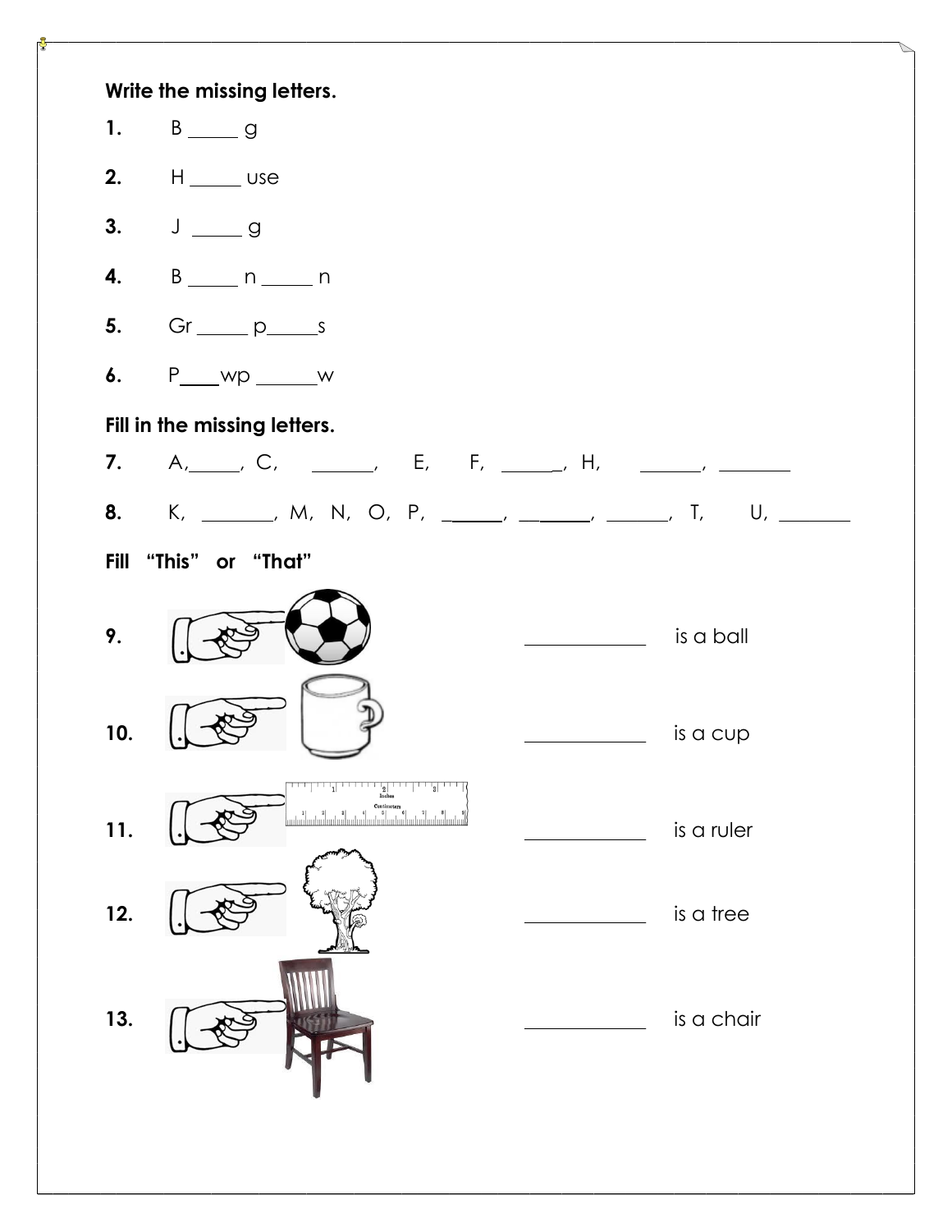**Write the missing letters.**

1. B _____ g

2. H _____ use

3. J _____ g

4. B _____ n _____ n

5. Gr _____ p_____s

6. P____wp ______w

**Fill in the missing letters.**

7. A,_____, C, ______, E, F, ______, H, ______, _______

8. K, _______, M, N, O, P, ______, ______, ______, T, U, _______

**Fill "This" or "That"**

9. ____________ is a ball

10. ____________ is a cup

11. ____________ is a ruler

12. ____________ is a tree

13. ____________ is a chair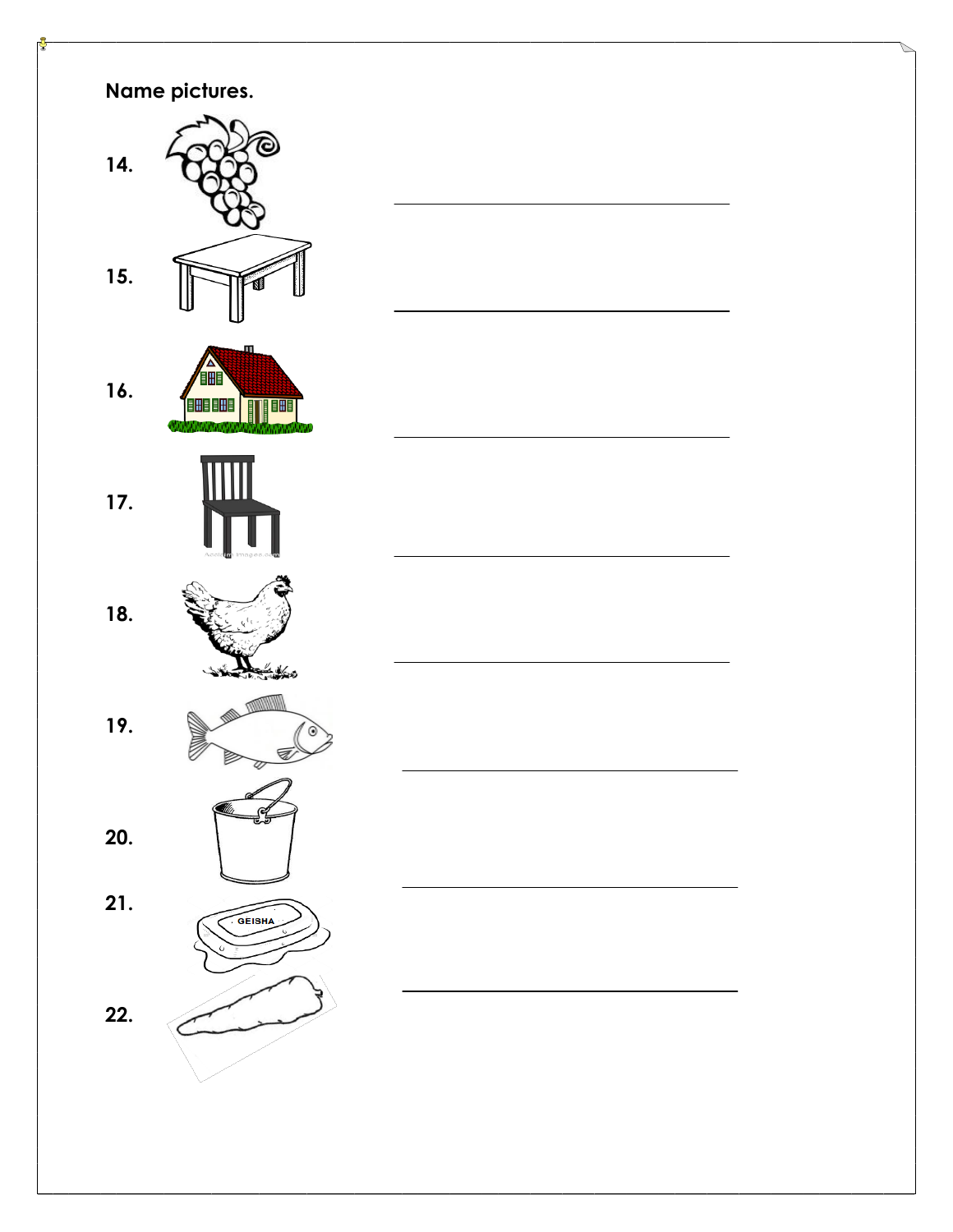**Name pictures.**

14. ______________________________

15. ______________________________

16. ______________________________

17. ______________________________

18. ______________________________

19. ______________________________

20. ______________________________

21. ______________________________

22.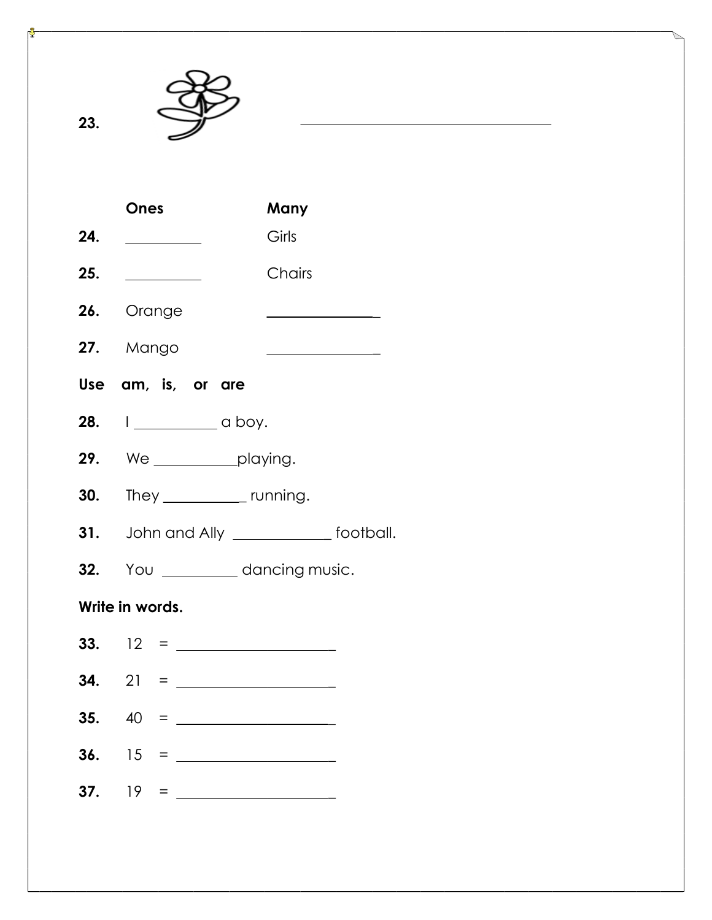23. \_\_\_\_\_\_\_\_\_\_\_\_\_\_\_\_\_\_\_\_\_\_\_\_\_\_\_\_\_\_\_\_

| | Ones | Many |
|---|---|---|
| 24. | \_\_\_\_\_\_\_\_\_\_ | Girls |
| 25. | \_\_\_\_\_\_\_\_\_\_ | Chairs |
| 26. | Orange | \_\_\_\_\_\_\_\_\_\_\_\_\_\_\_ |
| 27. | Mango | \_\_\_\_\_\_\_\_\_\_\_\_\_\_\_ |

**Use am, is, or are**

**28.** I \_\_\_\_\_\_\_\_\_\_ a boy.

**29.** We \_\_\_\_\_\_\_\_\_\_playing.

**30.** They \_\_\_\_\_\_\_\_\_\_ running.

**31.** John and Ally \_\_\_\_\_\_\_\_\_\_\_\_ football.

**32.** You \_\_\_\_\_\_\_\_\_\_ dancing music.

**Write in words.**

**33.** 12 = \_\_\_\_\_\_\_\_\_\_\_\_\_\_\_\_\_\_\_\_

**34.** 21 = \_\_\_\_\_\_\_\_\_\_\_\_\_\_\_\_\_\_\_\_

**35.** 40 = \_\_\_\_\_\_\_\_\_\_\_\_\_\_\_\_\_\_\_\_

**36.** 15 = \_\_\_\_\_\_\_\_\_\_\_\_\_\_\_\_\_\_\_\_

**37.** 19 = \_\_\_\_\_\_\_\_\_\_\_\_\_\_\_\_\_\_\_\_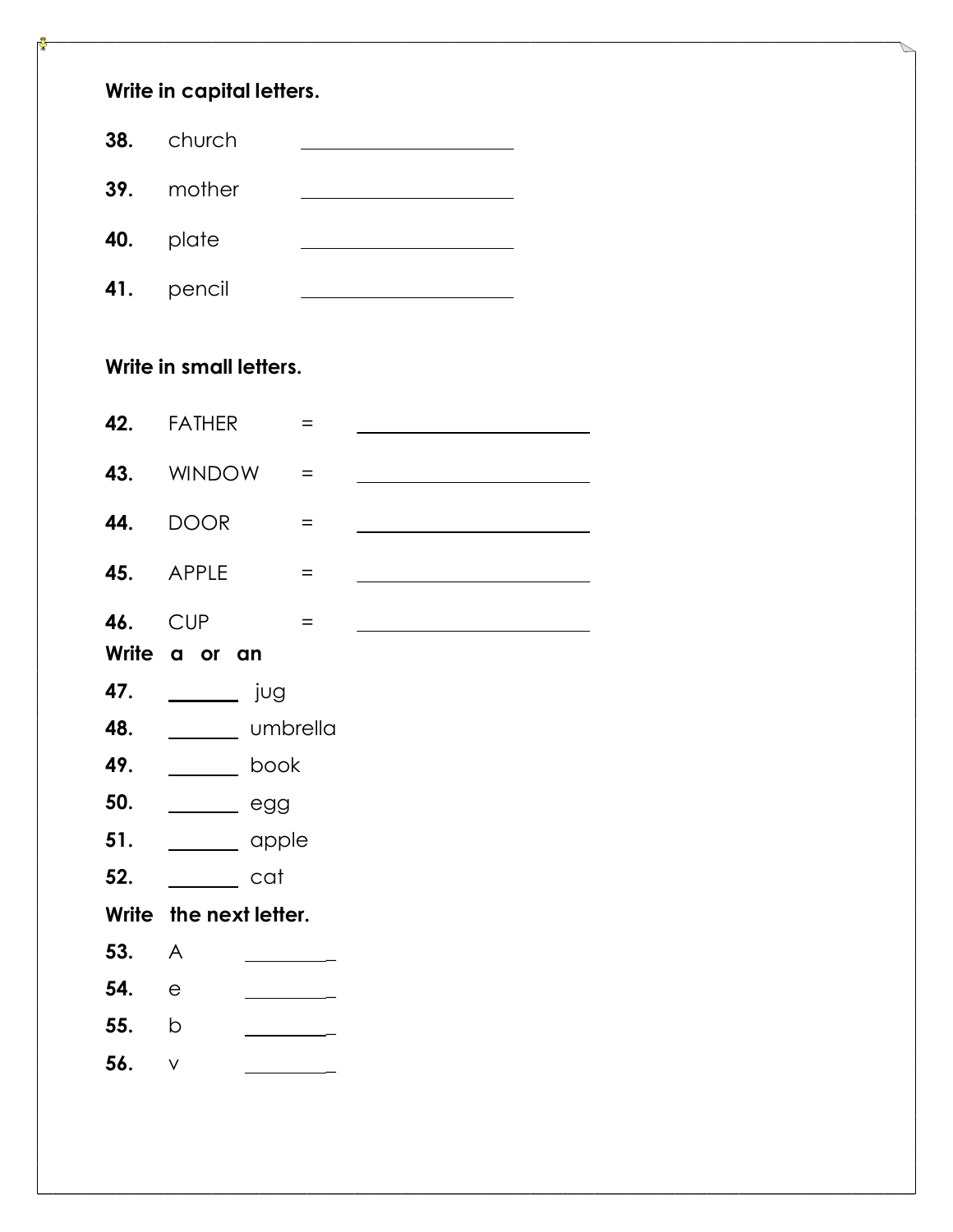**Write in capital letters.**

**38.** church ____________________

**39.** mother ____________________

**40.** plate ____________________

**41.** pencil ____________________

**Write in small letters.**

**42.** FATHER = ____________________

**43.** WINDOW = ____________________

**44.** DOOR = ____________________

**45.** APPLE = ____________________

**46.** CUP = ____________________

**Write a or an**

**47.** _______ jug

**48.** _______ umbrella

**49.** _______ book

**50.** _______ egg

**51.** _______ apple

**52.** _______ cat

**Write the next letter.**

**53.** A ________

**54.** e ________

**55.** b ________

**56.** v ________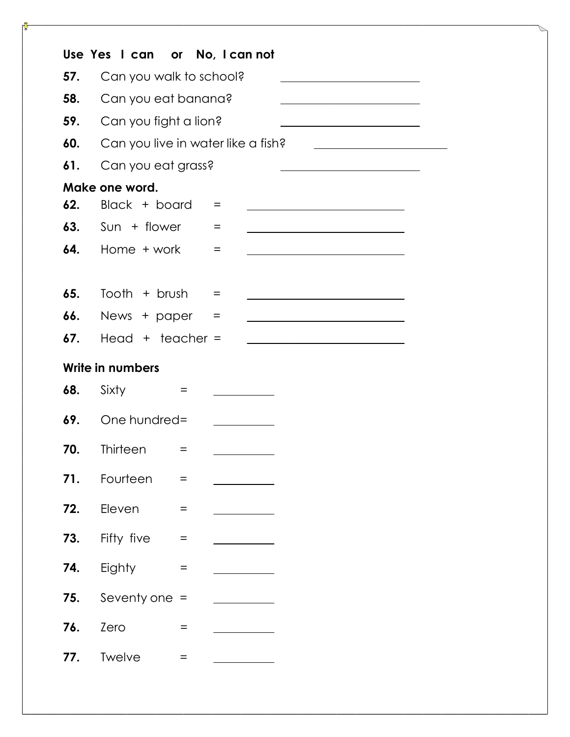**Use Yes I can or No, I can not**

**57.** Can you walk to school? \_\_\_\_\_\_\_\_\_\_\_\_\_\_\_\_\_\_\_\_\_\_\_\_

**58.** Can you eat banana? \_\_\_\_\_\_\_\_\_\_\_\_\_\_\_\_\_\_\_\_\_\_\_\_

**59.** Can you fight a lion? \_\_\_\_\_\_\_\_\_\_\_\_\_\_\_\_\_\_\_\_\_\_\_\_

**60.** Can you live in water like a fish? \_\_\_\_\_\_\_\_\_\_\_\_\_\_\_\_\_\_\_\_\_\_\_\_

**61.** Can you eat grass? \_\_\_\_\_\_\_\_\_\_\_\_\_\_\_\_\_\_\_\_\_\_\_\_

**Make one word.**

**62.** Black + board = \_\_\_\_\_\_\_\_\_\_\_\_\_\_\_\_\_\_\_\_\_\_\_\_

**63.** Sun + flower = \_\_\_\_\_\_\_\_\_\_\_\_\_\_\_\_\_\_\_\_\_\_\_\_

**64.** Home + work = \_\_\_\_\_\_\_\_\_\_\_\_\_\_\_\_\_\_\_\_\_\_\_\_

**65.** Tooth + brush = \_\_\_\_\_\_\_\_\_\_\_\_\_\_\_\_\_\_\_\_\_\_\_\_

**66.** News + paper = \_\_\_\_\_\_\_\_\_\_\_\_\_\_\_\_\_\_\_\_\_\_\_\_

**67.** Head + teacher = \_\_\_\_\_\_\_\_\_\_\_\_\_\_\_\_\_\_\_\_\_\_\_\_

**Write in numbers**

**68.** Sixty = \_\_\_\_\_\_\_\_\_\_

**69.** One hundred= \_\_\_\_\_\_\_\_\_\_

**70.** Thirteen = \_\_\_\_\_\_\_\_\_\_

**71.** Fourteen = \_\_\_\_\_\_\_\_\_\_

**72.** Eleven = \_\_\_\_\_\_\_\_\_\_

**73.** Fifty five = \_\_\_\_\_\_\_\_\_\_

**74.** Eighty = \_\_\_\_\_\_\_\_\_\_

**75.** Seventy one = \_\_\_\_\_\_\_\_\_\_

**76.** Zero = \_\_\_\_\_\_\_\_\_\_

**77.** Twelve = \_\_\_\_\_\_\_\_\_\_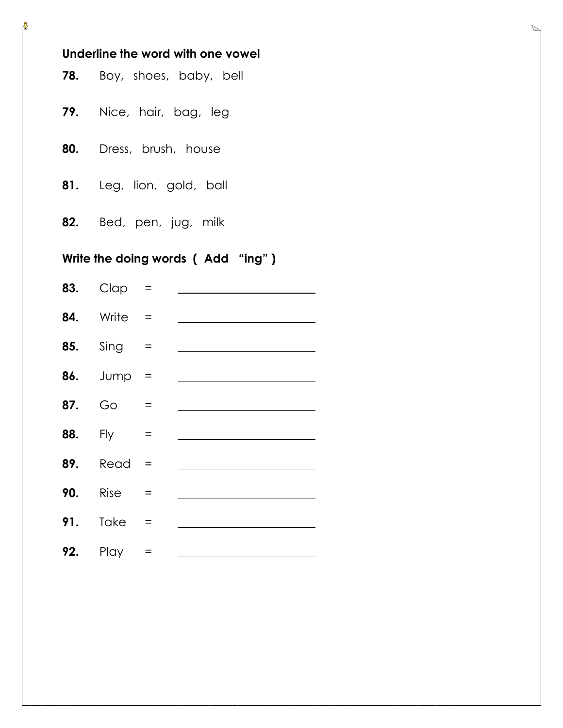**Underline the word with one vowel**

**78.** Boy, shoes, baby, bell

**79.** Nice, hair, bag, leg

**80.** Dress, brush, house

**81.** Leg, lion, gold, ball

**82.** Bed, pen, jug, milk

**Write the doing words ( Add "ing" )**

**83.** Clap = ____________________

**84.** Write = ____________________

**85.** Sing = ____________________

**86.** Jump = ____________________

**87.** Go = ____________________

**88.** Fly = ____________________

**89.** Read = ____________________

**90.** Rise = ____________________

**91.** Take = ____________________

**92.** Play = ____________________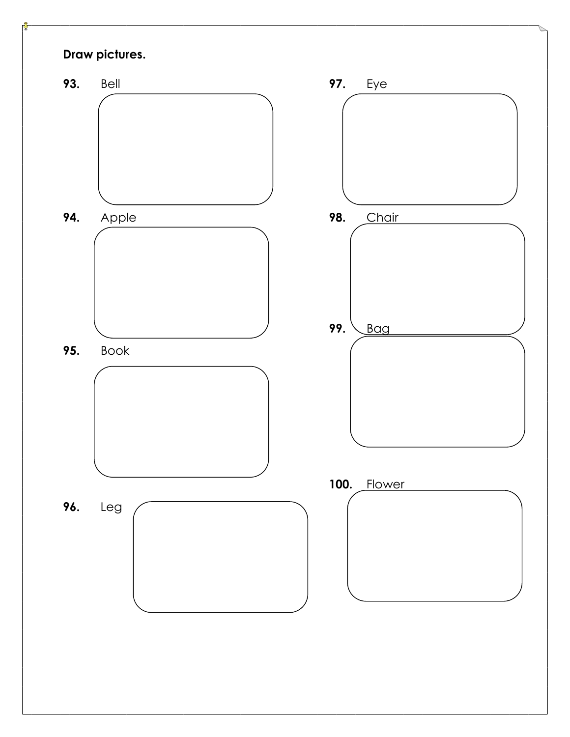**Draw pictures.**

**93.** Bell

**94.** Apple

**95.** Book

**96.** Leg

**97.** Eye

**98.** Chair

**99.** Bag

**100.** Flower